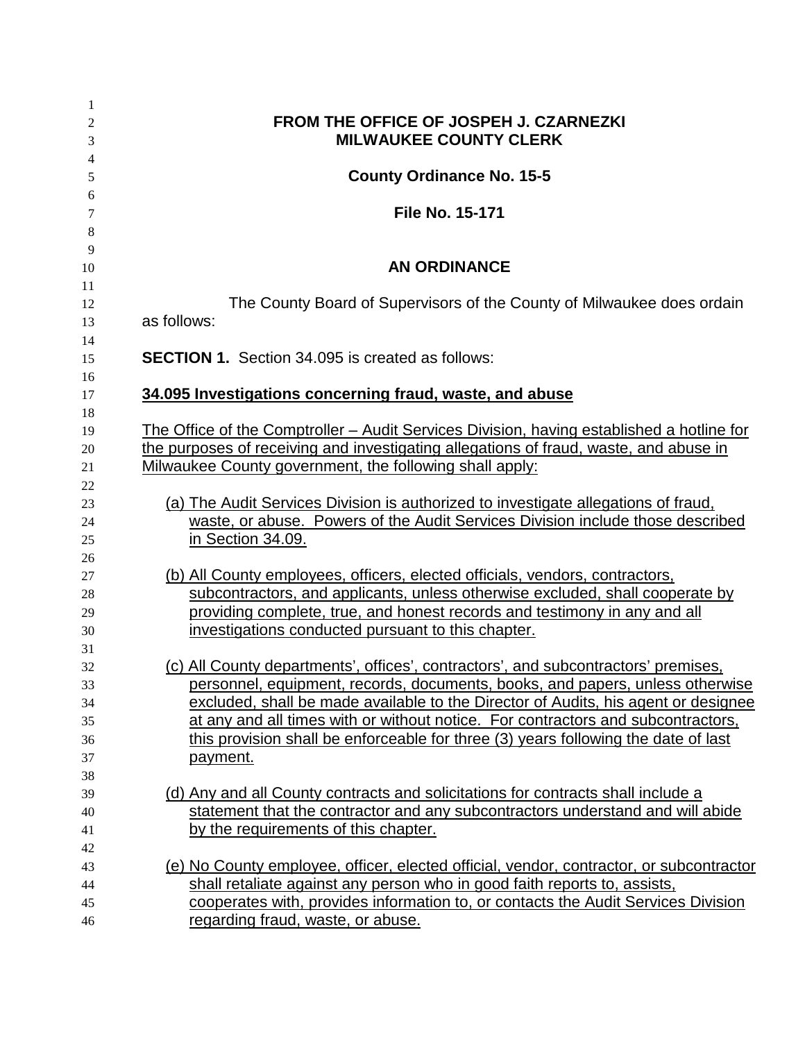**FROM THE OFFICE OF JOSPEH J. CZARNEZKI**
**MILWAUKEE COUNTY CLERK**

**County Ordinance No. 15-5**

**File No. 15-171**

**AN ORDINANCE**

The County Board of Supervisors of the County of Milwaukee does ordain as follows:

**SECTION 1.** Section 34.095 is created as follows:

**34.095 Investigations concerning fraud, waste, and abuse**

The Office of the Comptroller – Audit Services Division, having established a hotline for the purposes of receiving and investigating allegations of fraud, waste, and abuse in Milwaukee County government, the following shall apply:

(a) The Audit Services Division is authorized to investigate allegations of fraud, waste, or abuse. Powers of the Audit Services Division include those described in Section 34.09.

(b) All County employees, officers, elected officials, vendors, contractors, subcontractors, and applicants, unless otherwise excluded, shall cooperate by providing complete, true, and honest records and testimony in any and all investigations conducted pursuant to this chapter.

(c) All County departments', offices', contractors', and subcontractors' premises, personnel, equipment, records, documents, books, and papers, unless otherwise excluded, shall be made available to the Director of Audits, his agent or designee at any and all times with or without notice. For contractors and subcontractors, this provision shall be enforceable for three (3) years following the date of last payment.

(d) Any and all County contracts and solicitations for contracts shall include a statement that the contractor and any subcontractors understand and will abide by the requirements of this chapter.

(e) No County employee, officer, elected official, vendor, contractor, or subcontractor shall retaliate against any person who in good faith reports to, assists, cooperates with, provides information to, or contacts the Audit Services Division regarding fraud, waste, or abuse.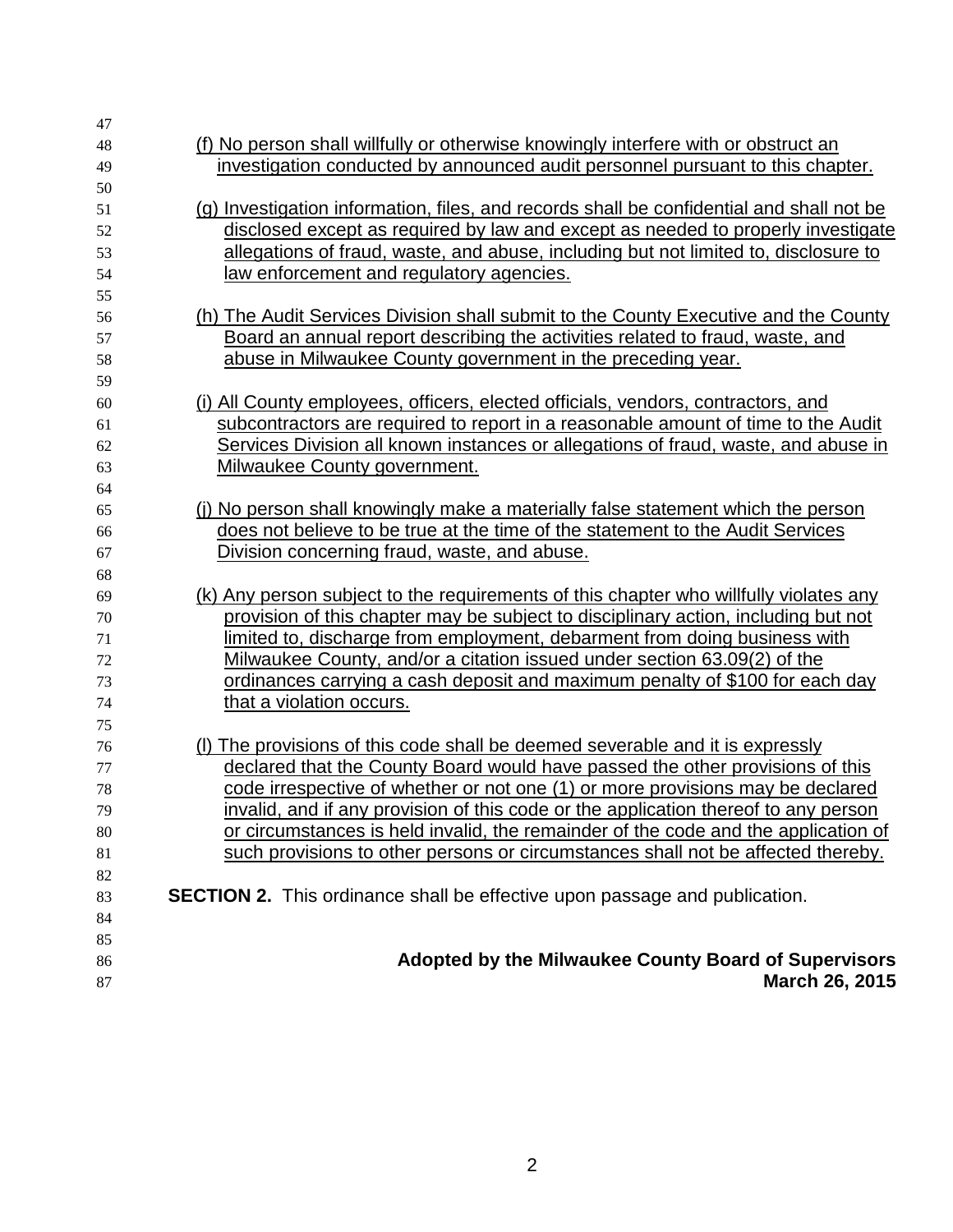(f) No person shall willfully or otherwise knowingly interfere with or obstruct an investigation conducted by announced audit personnel pursuant to this chapter.

(g) Investigation information, files, and records shall be confidential and shall not be disclosed except as required by law and except as needed to properly investigate allegations of fraud, waste, and abuse, including but not limited to, disclosure to law enforcement and regulatory agencies.

(h) The Audit Services Division shall submit to the County Executive and the County Board an annual report describing the activities related to fraud, waste, and abuse in Milwaukee County government in the preceding year.

(i) All County employees, officers, elected officials, vendors, contractors, and subcontractors are required to report in a reasonable amount of time to the Audit Services Division all known instances or allegations of fraud, waste, and abuse in Milwaukee County government.

(j) No person shall knowingly make a materially false statement which the person does not believe to be true at the time of the statement to the Audit Services Division concerning fraud, waste, and abuse.

(k) Any person subject to the requirements of this chapter who willfully violates any provision of this chapter may be subject to disciplinary action, including but not limited to, discharge from employment, debarment from doing business with Milwaukee County, and/or a citation issued under section 63.09(2) of the ordinances carrying a cash deposit and maximum penalty of $100 for each day that a violation occurs.

(l) The provisions of this code shall be deemed severable and it is expressly declared that the County Board would have passed the other provisions of this code irrespective of whether or not one (1) or more provisions may be declared invalid, and if any provision of this code or the application thereof to any person or circumstances is held invalid, the remainder of the code and the application of such provisions to other persons or circumstances shall not be affected thereby.

**SECTION 2.** This ordinance shall be effective upon passage and publication.

**Adopted by the Milwaukee County Board of Supervisors**
**March 26, 2015**